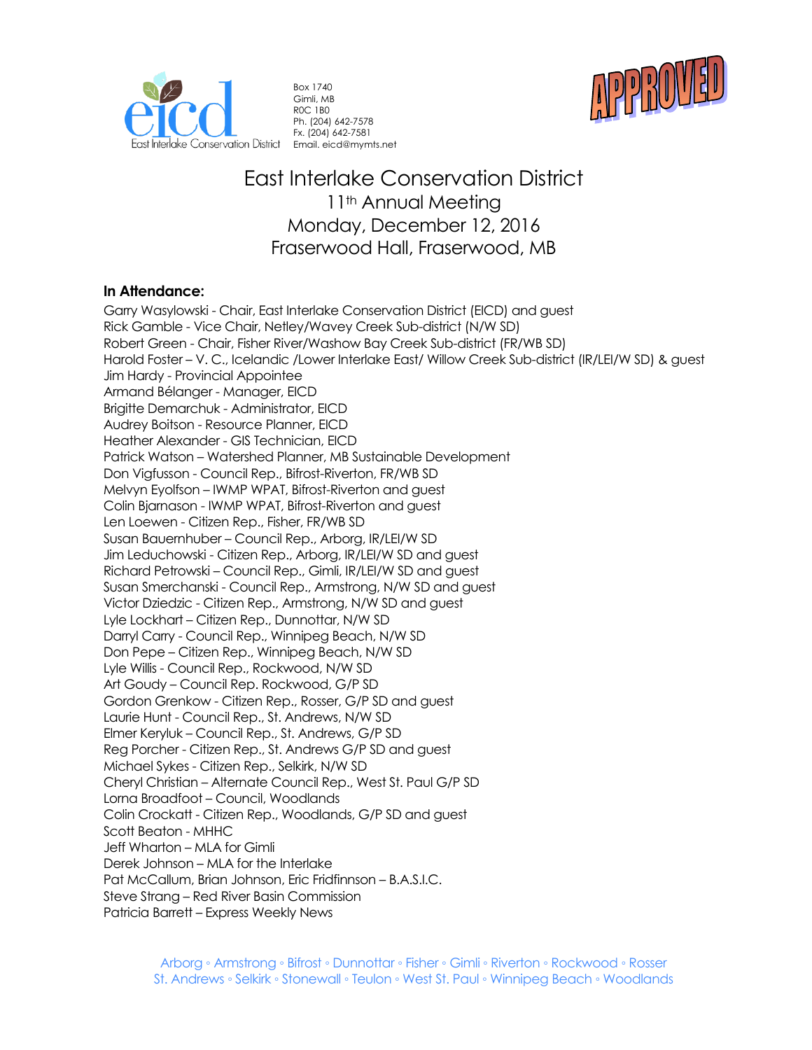Box 1740
Gimli, MB
R0C 1B0
Ph. (204) 642-7578
Fx. (204) 642-7581
Email. eicd@mymts.net

APPROVED

# East Interlake Conservation District
## 11th Annual Meeting
## Monday, December 12, 2016
## Fraserwood Hall, Fraserwood, MB

**In Attendance:**

Garry Wasylowski - Chair, East Interlake Conservation District (EICD) and guest
Rick Gamble - Vice Chair, Netley/Wavey Creek Sub-district (N/W SD)
Robert Green - Chair, Fisher River/Washow Bay Creek Sub-district (FR/WB SD)
Harold Foster – V. C., Icelandic /Lower Interlake East/ Willow Creek Sub-district (IR/LEI/W SD) & guest
Jim Hardy - Provincial Appointee
Armand Bélanger - Manager, EICD
Brigitte Demarchuk - Administrator, EICD
Audrey Boitson - Resource Planner, EICD
Heather Alexander - GIS Technician, EICD
Patrick Watson – Watershed Planner, MB Sustainable Development
Don Vigfusson - Council Rep., Bifrost-Riverton, FR/WB SD
Melvyn Eyolfson – IWMP WPAT, Bifrost-Riverton and guest
Colin Bjarnason - IWMP WPAT, Bifrost-Riverton and guest
Len Loewen - Citizen Rep., Fisher, FR/WB SD
Susan Bauernhuber – Council Rep., Arborg, IR/LEI/W SD
Jim Leduchowski - Citizen Rep., Arborg, IR/LEI/W SD and guest
Richard Petrowski – Council Rep., Gimli, IR/LEI/W SD and guest
Susan Smerchanski - Council Rep., Armstrong, N/W SD and guest
Victor Dziedzic - Citizen Rep., Armstrong, N/W SD and guest
Lyle Lockhart – Citizen Rep., Dunnottar, N/W SD
Darryl Carry - Council Rep., Winnipeg Beach, N/W SD
Don Pepe – Citizen Rep., Winnipeg Beach, N/W SD
Lyle Willis - Council Rep., Rockwood, N/W SD
Art Goudy – Council Rep. Rockwood, G/P SD
Gordon Grenkow - Citizen Rep., Rosser, G/P SD and guest
Laurie Hunt - Council Rep., St. Andrews, N/W SD
Elmer Keryluk – Council Rep., St. Andrews, G/P SD
Reg Porcher - Citizen Rep., St. Andrews G/P SD and guest
Michael Sykes - Citizen Rep., Selkirk, N/W SD
Cheryl Christian – Alternate Council Rep., West St. Paul G/P SD
Lorna Broadfoot – Council, Woodlands
Colin Crockatt - Citizen Rep., Woodlands, G/P SD and guest
Scott Beaton - MHHC
Jeff Wharton – MLA for Gimli
Derek Johnson – MLA for the Interlake
Pat McCallum, Brian Johnson, Eric Fridfinnson – B.A.S.I.C.
Steve Strang – Red River Basin Commission
Patricia Barrett – Express Weekly News

Arborg ◦ Armstrong ◦ Bifrost ◦ Dunnottar ◦ Fisher ◦ Gimli ◦ Riverton ◦ Rockwood ◦ Rosser
St. Andrews ◦ Selkirk ◦ Stonewall ◦ Teulon ◦ West St. Paul ◦ Winnipeg Beach ◦ Woodlands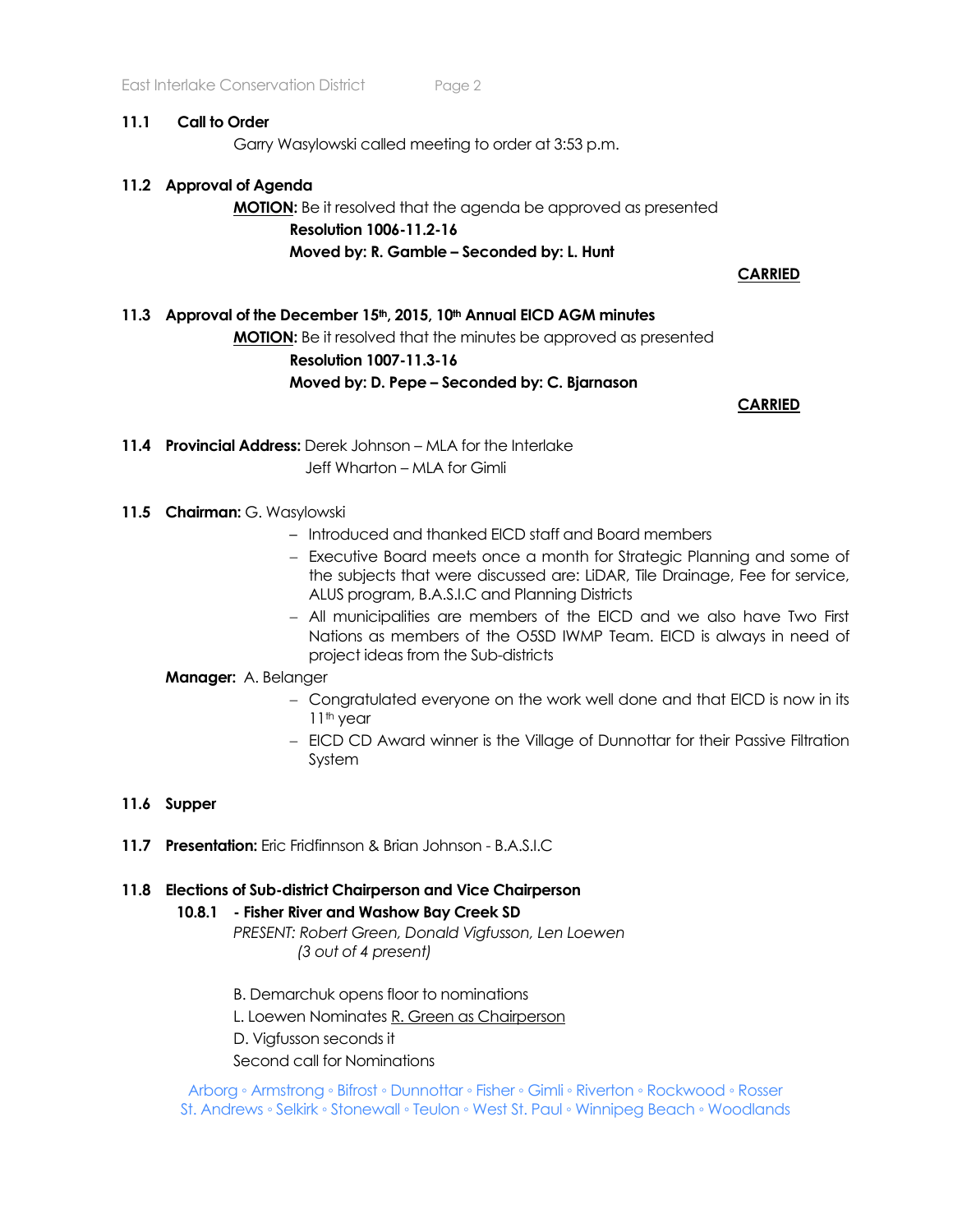**11.1 Call to Order**

Garry Wasylowski called meeting to order at 3:53 p.m.

**11.2 Approval of Agenda**

**MOTION:** Be it resolved that the agenda be approved as presented

**Resolution 1006-11.2-16**

**Moved by: R. Gamble – Seconded by: L. Hunt**

**CARRIED**

**11.3 Approval of the December 15th, 2015, 10th Annual EICD AGM minutes**

**MOTION:** Be it resolved that the minutes be approved as presented

**Resolution 1007-11.3-16**

**Moved by: D. Pepe – Seconded by: C. Bjarnason**

**CARRIED**

**11.4 Provincial Address:** Derek Johnson – MLA for the Interlake
Jeff Wharton – MLA for Gimli

**11.5 Chairman:** G. Wasylowski

- Introduced and thanked EICD staff and Board members
- Executive Board meets once a month for Strategic Planning and some of the subjects that were discussed are: LiDAR, Tile Drainage, Fee for service, ALUS program, B.A.S.I.C and Planning Districts
- All municipalities are members of the EICD and we also have Two First Nations as members of the O5SD IWMP Team. EICD is always in need of project ideas from the Sub-districts

**Manager:** A. Belanger

- Congratulated everyone on the work well done and that EICD is now in its 11th year
- EICD CD Award winner is the Village of Dunnottar for their Passive Filtration System

**11.6 Supper**

**11.7 Presentation:** Eric Fridfinnson & Brian Johnson - B.A.S.I.C

**11.8 Elections of Sub-district Chairperson and Vice Chairperson**

**10.8.1 - Fisher River and Washow Bay Creek SD**

*PRESENT: Robert Green, Donald Vigfusson, Len Loewen*
*(3 out of 4 present)*

B. Demarchuk opens floor to nominations

L. Loewen Nominates R. Green as Chairperson

D. Vigfusson seconds it

Second call for Nominations

Arborg ◦ Armstrong ◦ Bifrost ◦ Dunnottar ◦ Fisher ◦ Gimli ◦ Riverton ◦ Rockwood ◦ Rosser
St. Andrews ◦ Selkirk ◦ Stonewall ◦ Teulon ◦ West St. Paul ◦ Winnipeg Beach ◦ Woodlands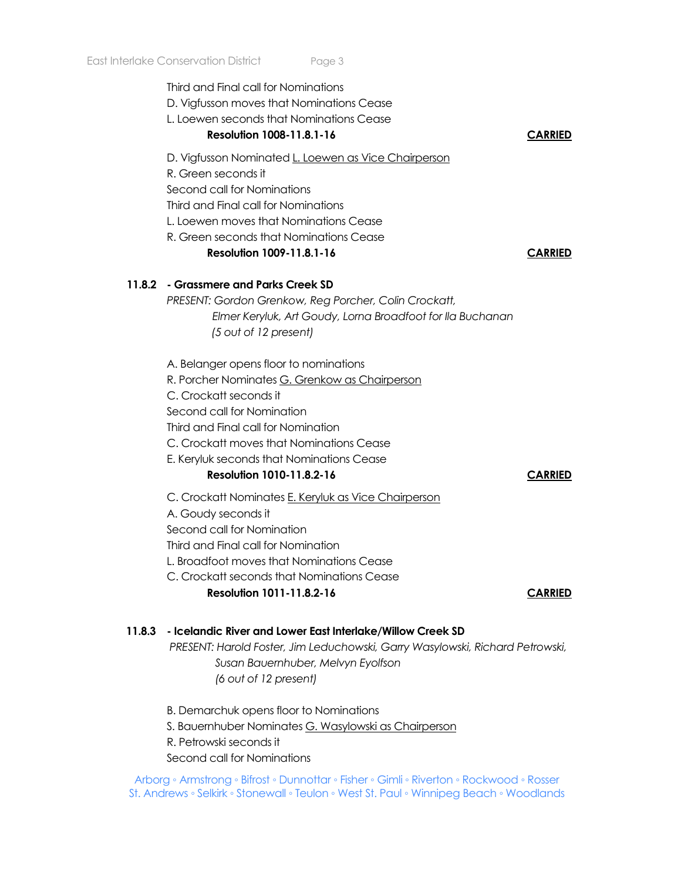Third and Final call for Nominations
D. Vigfusson moves that Nominations Cease
L. Loewen seconds that Nominations Cease

**Resolution 1008-11.8.1-16** **CARRIED**

D. Vigfusson Nominated L. Loewen as Vice Chairperson
R. Green seconds it
Second call for Nominations
Third and Final call for Nominations
L. Loewen moves that Nominations Cease
R. Green seconds that Nominations Cease

**Resolution 1009-11.8.1-16** **CARRIED**

**11.8.2 - Grassmere and Parks Creek SD**

*PRESENT: Gordon Grenkow, Reg Porcher, Colin Crockatt, Elmer Keryluk, Art Goudy, Lorna Broadfoot for Ila Buchanan (5 out of 12 present)*

A. Belanger opens floor to nominations
R. Porcher Nominates G. Grenkow as Chairperson
C. Crockatt seconds it
Second call for Nomination
Third and Final call for Nomination
C. Crockatt moves that Nominations Cease
E. Keryluk seconds that Nominations Cease

**Resolution 1010-11.8.2-16** **CARRIED**

C. Crockatt Nominates E. Keryluk as Vice Chairperson
A. Goudy seconds it
Second call for Nomination
Third and Final call for Nomination
L. Broadfoot moves that Nominations Cease
C. Crockatt seconds that Nominations Cease

**Resolution 1011-11.8.2-16** **CARRIED**

**11.8.3 - Icelandic River and Lower East Interlake/Willow Creek SD**

*PRESENT: Harold Foster, Jim Leduchowski, Garry Wasylowski, Richard Petrowski, Susan Bauernhuber, Melvyn Eyolfson (6 out of 12 present)*

B. Demarchuk opens floor to Nominations
S. Bauernhuber Nominates G. Wasylowski as Chairperson
R. Petrowski seconds it
Second call for Nominations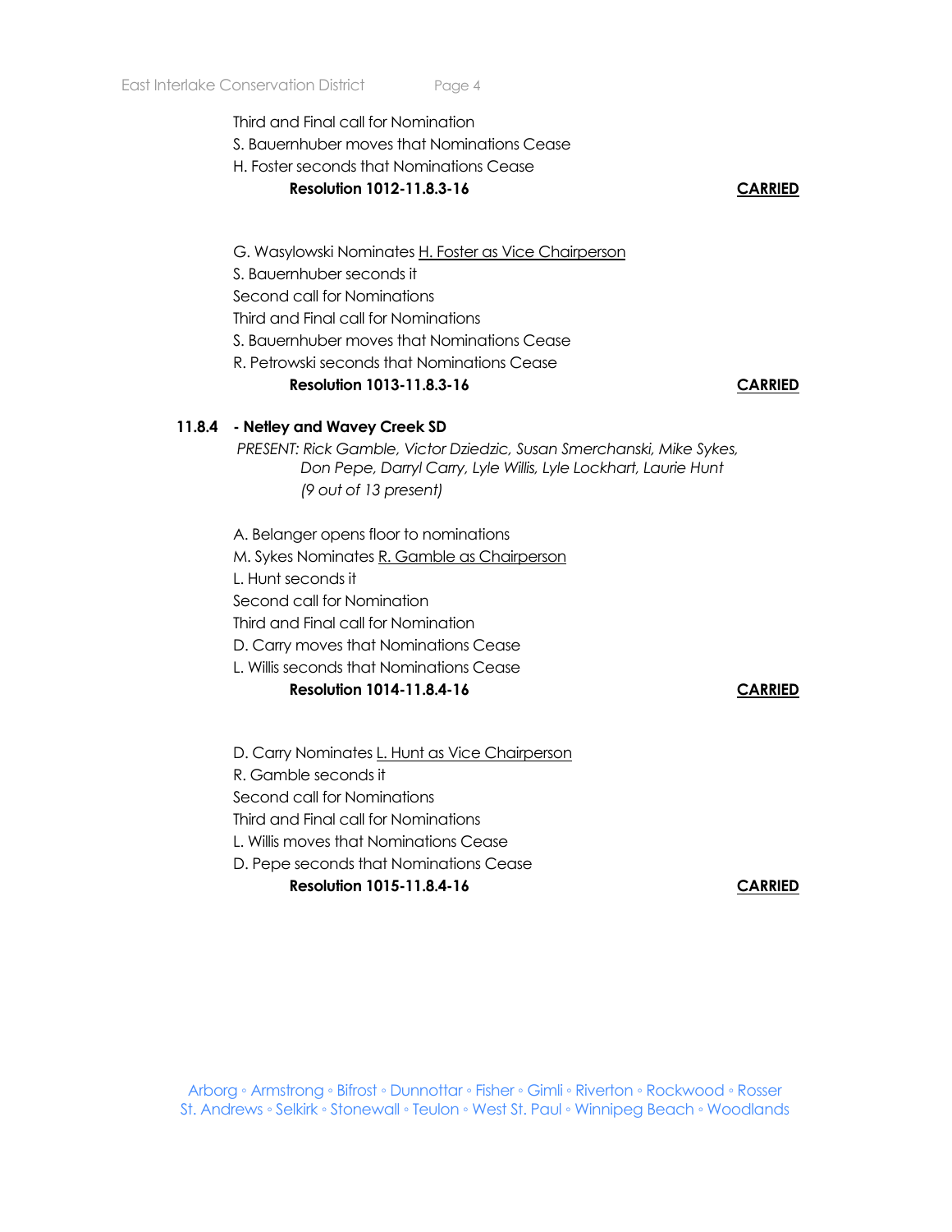Third and Final call for Nomination
S. Bauernhuber moves that Nominations Cease
H. Foster seconds that Nominations Cease
**Resolution 1012-11.8.3-16** **CARRIED**

G. Wasylowski Nominates H. Foster as Vice Chairperson
S. Bauernhuber seconds it
Second call for Nominations
Third and Final call for Nominations
S. Bauernhuber moves that Nominations Cease
R. Petrowski seconds that Nominations Cease
**Resolution 1013-11.8.3-16** **CARRIED**

**11.8.4 - Netley and Wavey Creek SD**

*PRESENT: Rick Gamble, Victor Dziedzic, Susan Smerchanski, Mike Sykes, Don Pepe, Darryl Carry, Lyle Willis, Lyle Lockhart, Laurie Hunt (9 out of 13 present)*

A. Belanger opens floor to nominations
M. Sykes Nominates R. Gamble as Chairperson
L. Hunt seconds it
Second call for Nomination
Third and Final call for Nomination
D. Carry moves that Nominations Cease
L. Willis seconds that Nominations Cease
**Resolution 1014-11.8.4-16** **CARRIED**

D. Carry Nominates L. Hunt as Vice Chairperson
R. Gamble seconds it
Second call for Nominations
Third and Final call for Nominations
L. Willis moves that Nominations Cease
D. Pepe seconds that Nominations Cease
**Resolution 1015-11.8.4-16** **CARRIED**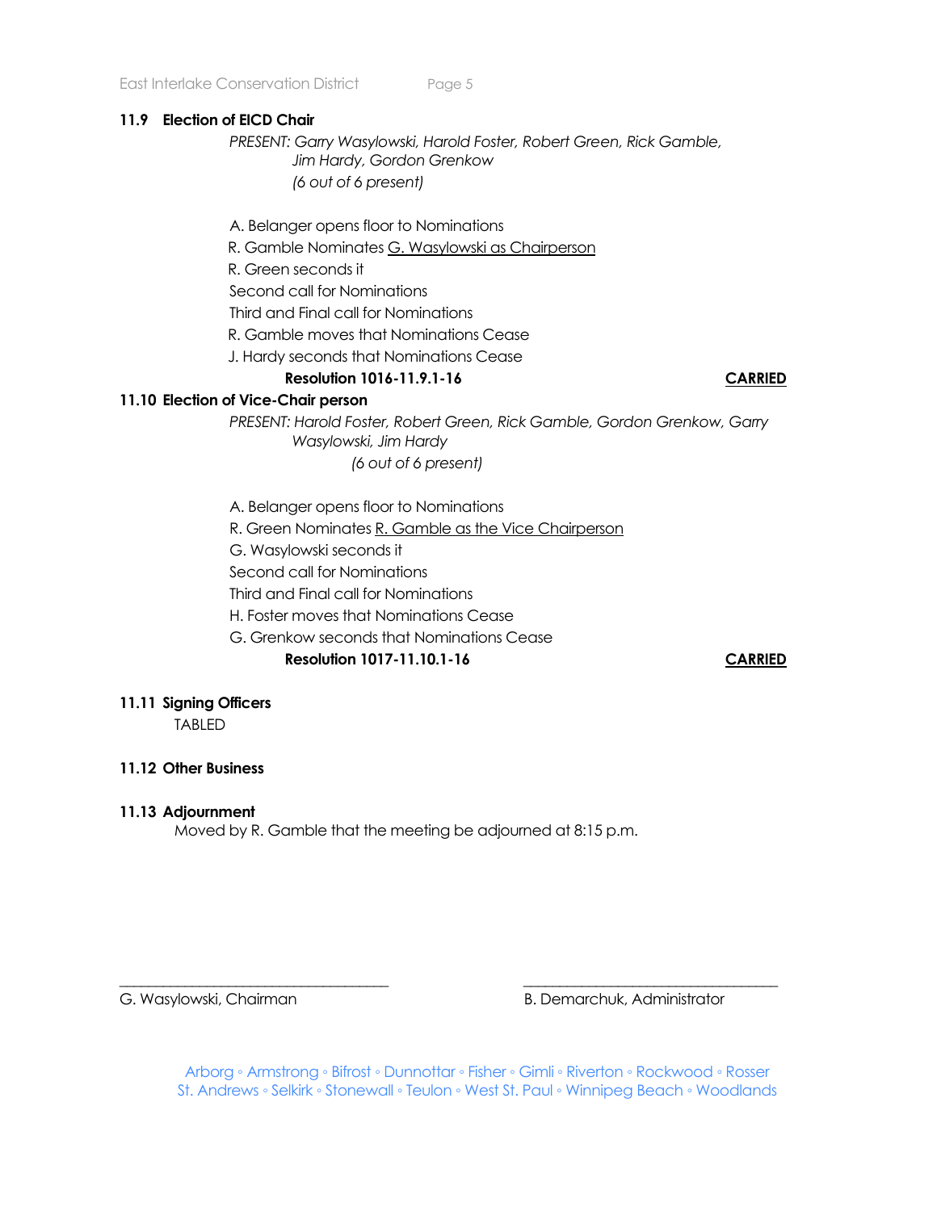### 11.9 Election of EICD Chair

*PRESENT: Garry Wasylowski, Harold Foster, Robert Green, Rick Gamble, Jim Hardy, Gordon Grenkow*
*(6 out of 6 present)*

A. Belanger opens floor to Nominations
R. Gamble Nominates <u>G. Wasylowski as Chairperson</u>
R. Green seconds it
Second call for Nominations
Third and Final call for Nominations
R. Gamble moves that Nominations Cease
J. Hardy seconds that Nominations Cease

**Resolution 1016-11.9.1-16** **<u>CARRIED</u>**

### 11.10 Election of Vice-Chair person

*PRESENT: Harold Foster, Robert Green, Rick Gamble, Gordon Grenkow, Garry Wasylowski, Jim Hardy*
*(6 out of 6 present)*

A. Belanger opens floor to Nominations
R. Green Nominates <u>R. Gamble as the Vice Chairperson</u>
G. Wasylowski seconds it
Second call for Nominations
Third and Final call for Nominations
H. Foster moves that Nominations Cease
G. Grenkow seconds that Nominations Cease

**Resolution 1017-11.10.1-16** **<u>CARRIED</u>**

### 11.11 Signing Officers

TABLED

### 11.12 Other Business

### 11.13 Adjournment

Moved by R. Gamble that the meeting be adjourned at 8:15 p.m.

\_\_\_\_\_\_\_\_\_\_\_\_\_\_\_\_\_\_\_\_\_\_\_\_\_\_\_\_\_\_\_\_\_\_\_\_
G. Wasylowski, Chairman

\_\_\_\_\_\_\_\_\_\_\_\_\_\_\_\_\_\_\_\_\_\_\_\_\_\_\_\_\_\_\_\_\_\_\_\_
B. Demarchuk, Administrator

Arborg ◦ Armstrong ◦ Bifrost ◦ Dunnottar ◦ Fisher ◦ Gimli ◦ Riverton ◦ Rockwood ◦ Rosser
St. Andrews ◦ Selkirk ◦ Stonewall ◦ Teulon ◦ West St. Paul ◦ Winnipeg Beach ◦ Woodlands